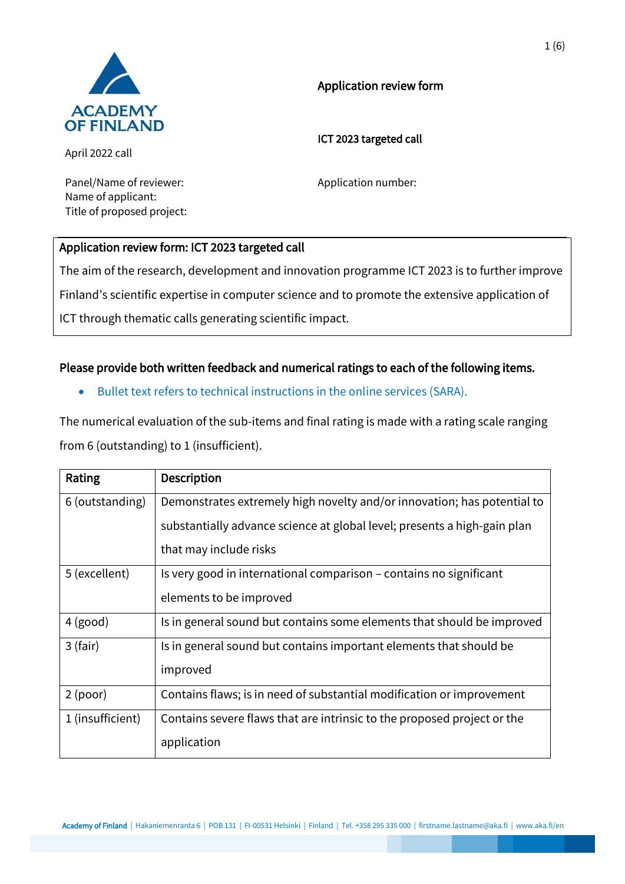ACADEMY OF FINLAND

April 2022 call

Application review form

ICT 2023 targeted call

Panel/Name of reviewer:
Name of applicant:
Title of proposed project:

Application number:

## Application review form: ICT 2023 targeted call

The aim of the research, development and innovation programme ICT 2023 is to further improve Finland's scientific expertise in computer science and to promote the extensive application of ICT through thematic calls generating scientific impact.

### Please provide both written feedback and numerical ratings to each of the following items.

- Bullet text refers to technical instructions in the online services (SARA).

The numerical evaluation of the sub-items and final rating is made with a rating scale ranging from 6 (outstanding) to 1 (insufficient).

| Rating | Description |
| --- | --- |
| 6 (outstanding) | Demonstrates extremely high novelty and/or innovation; has potential to substantially advance science at global level; presents a high-gain plan that may include risks |
| 5 (excellent) | Is very good in international comparison – contains no significant elements to be improved |
| 4 (good) | Is in general sound but contains some elements that should be improved |
| 3 (fair) | Is in general sound but contains important elements that should be improved |
| 2 (poor) | Contains flaws; is in need of substantial modification or improvement |
| 1 (insufficient) | Contains severe flaws that are intrinsic to the proposed project or the application |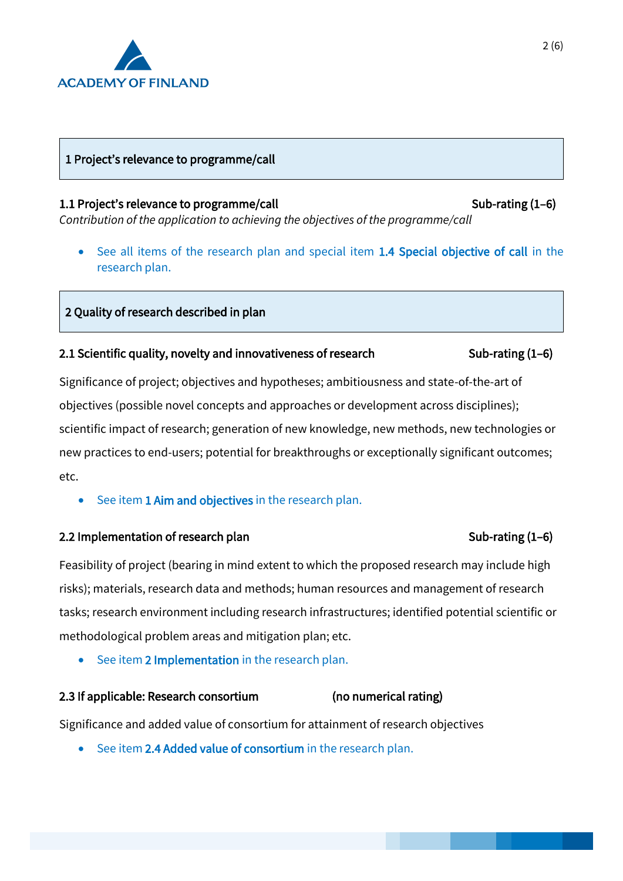## 1 Project's relevance to programme/call

### 1.1 Project's relevance to programme/call — Sub-rating (1–6)

*Contribution of the application to achieving the objectives of the programme/call*

- See all items of the research plan and special item **1.4 Special objective of call** in the research plan.

## 2 Quality of research described in plan

### 2.1 Scientific quality, novelty and innovativeness of research — Sub-rating (1–6)

Significance of project; objectives and hypotheses; ambitiousness and state-of-the-art of objectives (possible novel concepts and approaches or development across disciplines); scientific impact of research; generation of new knowledge, new methods, new technologies or new practices to end-users; potential for breakthroughs or exceptionally significant outcomes; etc.

- See item **1 Aim and objectives** in the research plan.

### 2.2 Implementation of research plan — Sub-rating (1–6)

Feasibility of project (bearing in mind extent to which the proposed research may include high risks); materials, research data and methods; human resources and management of research tasks; research environment including research infrastructures; identified potential scientific or methodological problem areas and mitigation plan; etc.

- See item **2 Implementation** in the research plan.

### 2.3 If applicable: Research consortium — (no numerical rating)

Significance and added value of consortium for attainment of research objectives

- See item **2.4 Added value of consortium** in the research plan.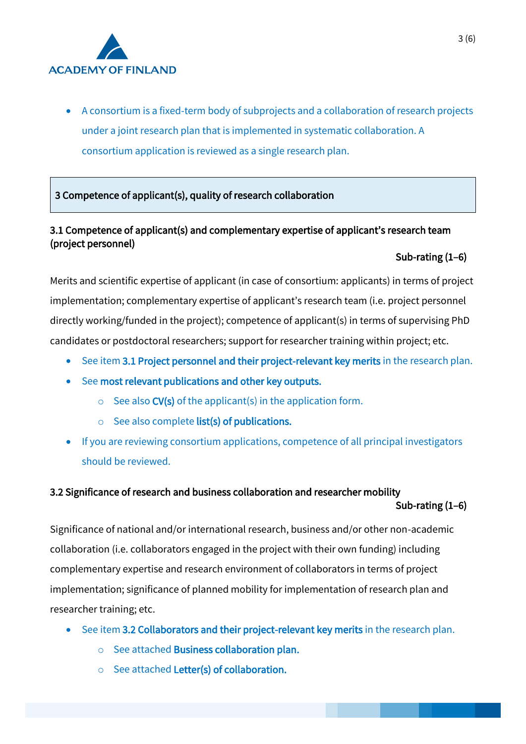- A consortium is a fixed-term body of subprojects and a collaboration of research projects under a joint research plan that is implemented in systematic collaboration. A consortium application is reviewed as a single research plan.

## 3 Competence of applicant(s), quality of research collaboration

### 3.1 Competence of applicant(s) and complementary expertise of applicant's research team (project personnel)

**Sub-rating (1–6)**

Merits and scientific expertise of applicant (in case of consortium: applicants) in terms of project implementation; complementary expertise of applicant's research team (i.e. project personnel directly working/funded in the project); competence of applicant(s) in terms of supervising PhD candidates or postdoctoral researchers; support for researcher training within project; etc.

- See item **3.1 Project personnel and their project-relevant key merits** in the research plan.
- See **most relevant publications and other key outputs.**
    - See also **CV(s)** of the applicant(s) in the application form.
    - See also complete **list(s) of publications.**
- If you are reviewing consortium applications, competence of all principal investigators should be reviewed.

### 3.2 Significance of research and business collaboration and researcher mobility

**Sub-rating (1–6)**

Significance of national and/or international research, business and/or other non-academic collaboration (i.e. collaborators engaged in the project with their own funding) including complementary expertise and research environment of collaborators in terms of project implementation; significance of planned mobility for implementation of research plan and researcher training; etc.

- See item **3.2 Collaborators and their project-relevant key merits** in the research plan.
    - See attached **Business collaboration plan.**
    - See attached **Letter(s) of collaboration.**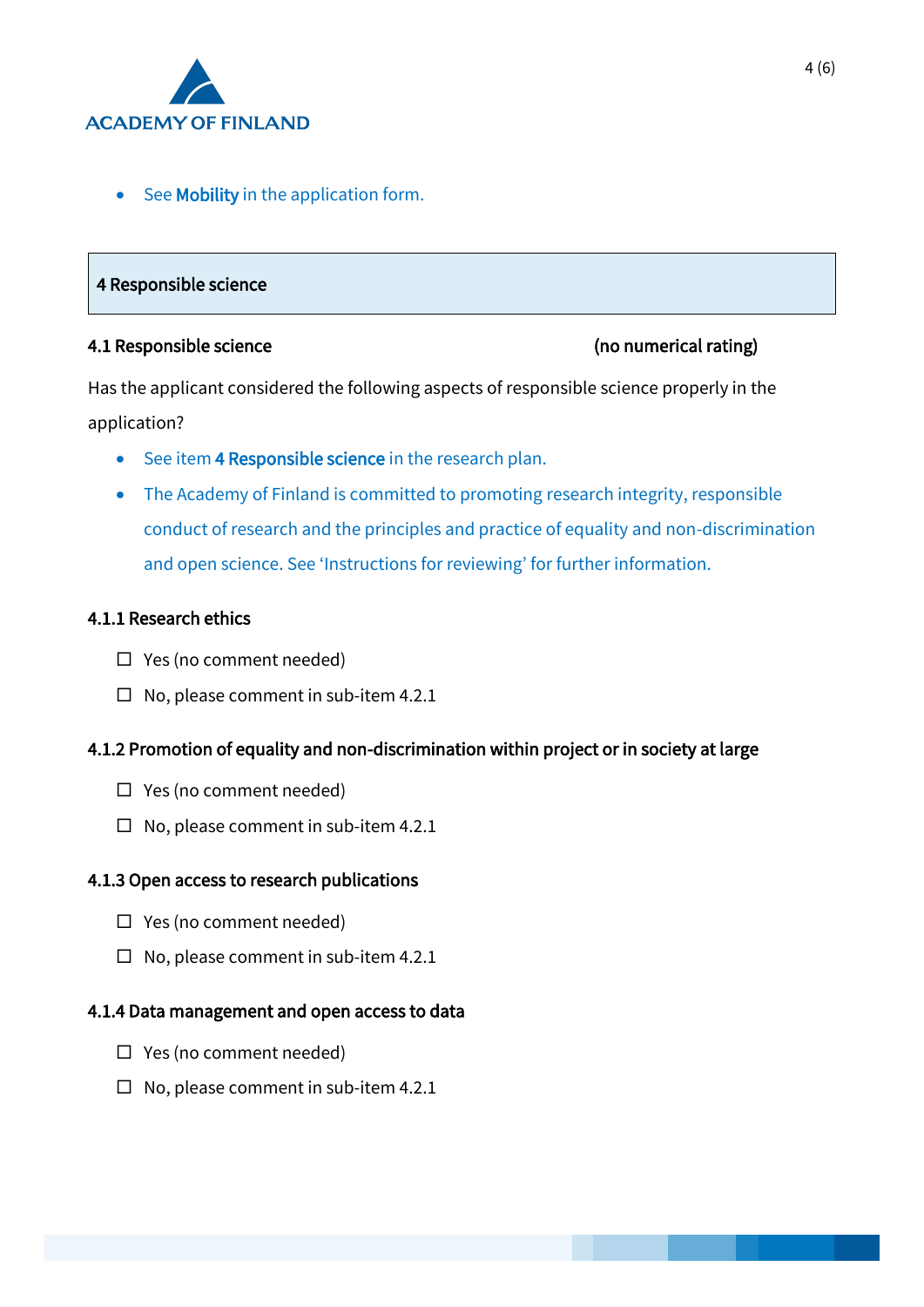- See **Mobility** in the application form.

## 4 Responsible science

### 4.1 Responsible science (no numerical rating)

Has the applicant considered the following aspects of responsible science properly in the application?

- See item **4 Responsible science** in the research plan.
- The Academy of Finland is committed to promoting research integrity, responsible conduct of research and the principles and practice of equality and non-discrimination and open science. See 'Instructions for reviewing' for further information.

#### 4.1.1 Research ethics

- ☐ Yes (no comment needed)
- ☐ No, please comment in sub-item 4.2.1

#### 4.1.2 Promotion of equality and non-discrimination within project or in society at large

- ☐ Yes (no comment needed)
- ☐ No, please comment in sub-item 4.2.1

#### 4.1.3 Open access to research publications

- ☐ Yes (no comment needed)
- ☐ No, please comment in sub-item 4.2.1

#### 4.1.4 Data management and open access to data

- ☐ Yes (no comment needed)
- ☐ No, please comment in sub-item 4.2.1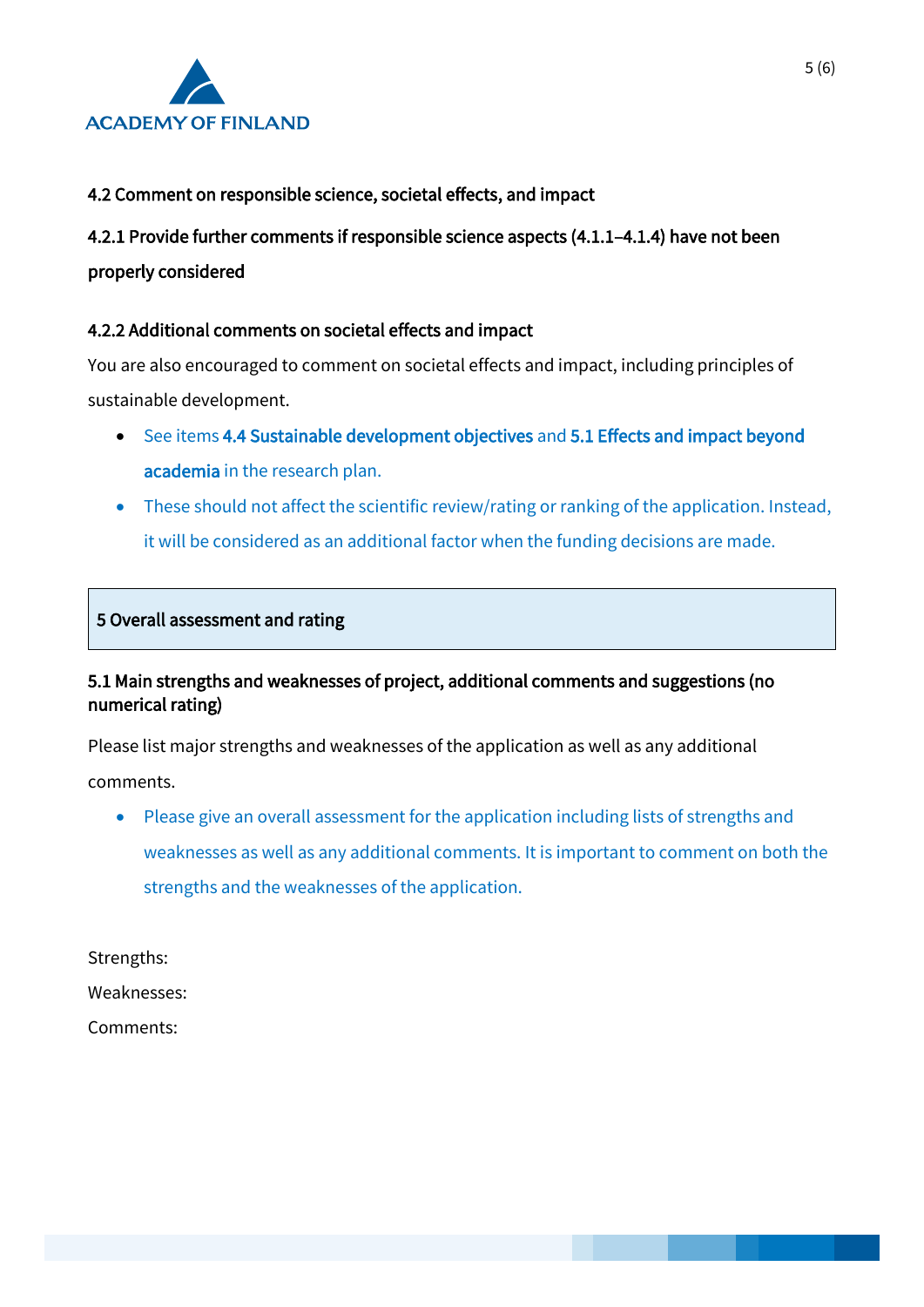### 4.2 Comment on responsible science, societal effects, and impact

#### 4.2.1 Provide further comments if responsible science aspects (4.1.1–4.1.4) have not been properly considered

#### 4.2.2 Additional comments on societal effects and impact

You are also encouraged to comment on societal effects and impact, including principles of sustainable development.

- See items **4.4 Sustainable development objectives** and **5.1 Effects and impact beyond academia** in the research plan.
- These should not affect the scientific review/rating or ranking of the application. Instead, it will be considered as an additional factor when the funding decisions are made.

## 5 Overall assessment and rating

### 5.1 Main strengths and weaknesses of project, additional comments and suggestions (no numerical rating)

Please list major strengths and weaknesses of the application as well as any additional comments.

- Please give an overall assessment for the application including lists of strengths and weaknesses as well as any additional comments. It is important to comment on both the strengths and the weaknesses of the application.

Strengths:

Weaknesses:

Comments: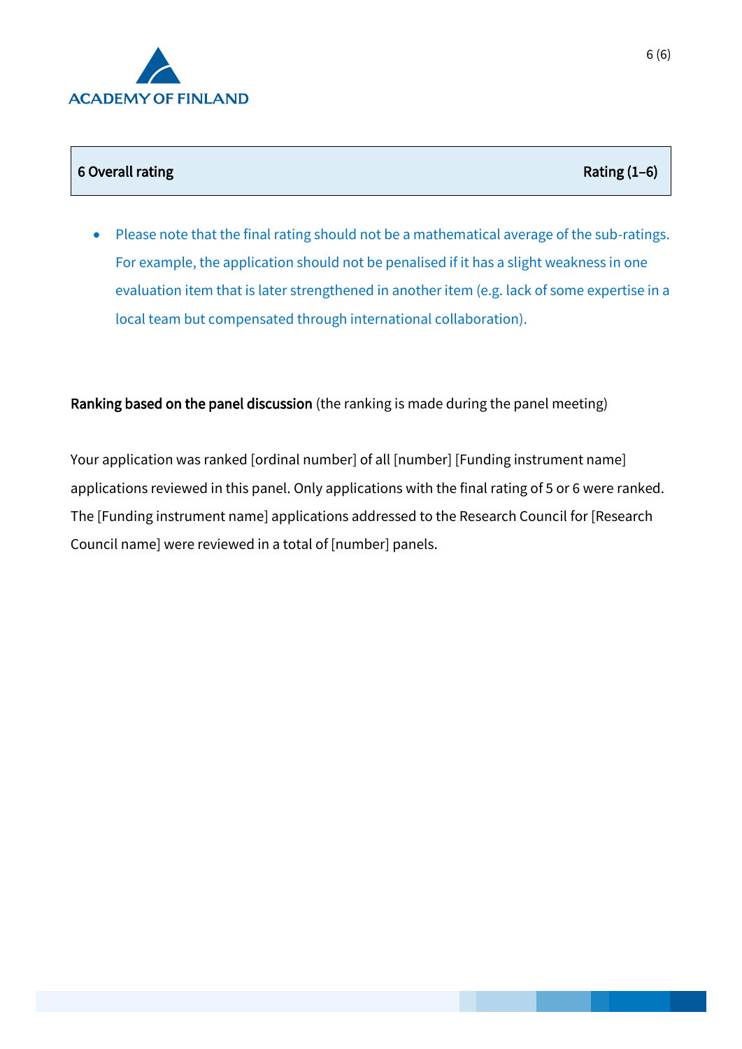| 6 Overall rating | Rating (1–6) |
|---|---|

- Please note that the final rating should not be a mathematical average of the sub-ratings. For example, the application should not be penalised if it has a slight weakness in one evaluation item that is later strengthened in another item (e.g. lack of some expertise in a local team but compensated through international collaboration).

**Ranking based on the panel discussion** (the ranking is made during the panel meeting)

Your application was ranked [ordinal number] of all [number] [Funding instrument name] applications reviewed in this panel. Only applications with the final rating of 5 or 6 were ranked. The [Funding instrument name] applications addressed to the Research Council for [Research Council name] were reviewed in a total of [number] panels.